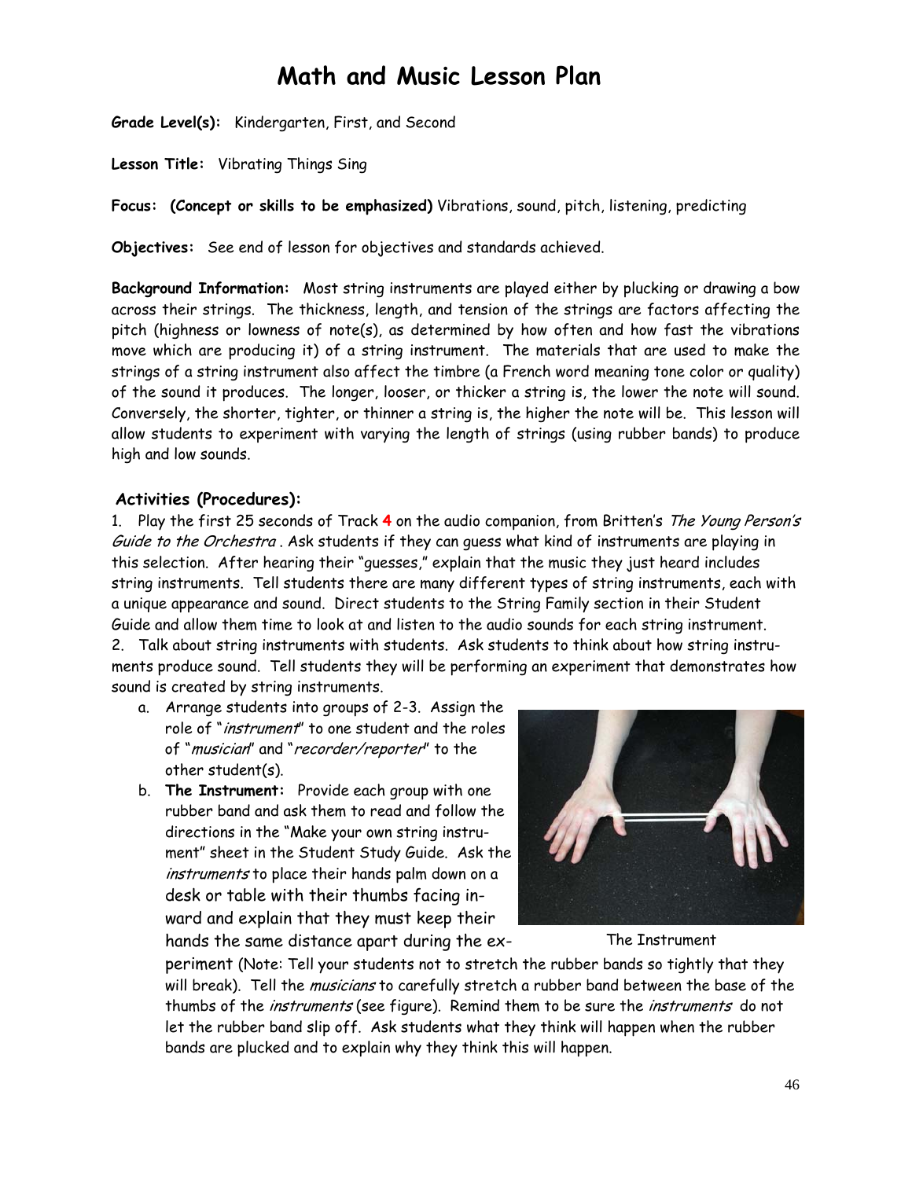# Math and Music Lesson Plan

**Grade Level(s):** Kindergarten, First, and Second

**Lesson Title:** Vibrating Things Sing

**Focus: (Concept or skills to be emphasized)** Vibrations, sound, pitch, listening, predicting

**Objectives:** See end of lesson for objectives and standards achieved.

**Background Information:** Most string instruments are played either by plucking or drawing a bow across their strings. The thickness, length, and tension of the strings are factors affecting the pitch (highness or lowness of note(s), as determined by how often and how fast the vibrations move which are producing it) of a string instrument. The materials that are used to make the strings of a string instrument also affect the timbre (a French word meaning tone color or quality) of the sound it produces. The longer, looser, or thicker a string is, the lower the note will sound. Conversely, the shorter, tighter, or thinner a string is, the higher the note will be. This lesson will allow students to experiment with varying the length of strings (using rubber bands) to produce high and low sounds.

## Activities (Procedures):

1. Play the first 25 seconds of Track **4** on the audio companion, from Britten's *The Young Person's Guide to the Orchestra* . Ask students if they can guess what kind of instruments are playing in this selection. After hearing their "guesses," explain that the music they just heard includes string instruments. Tell students there are many different types of string instruments, each with a unique appearance and sound. Direct students to the String Family section in their Student Guide and allow them time to look at and listen to the audio sounds for each string instrument.
2. Talk about string instruments with students. Ask students to think about how string instruments produce sound. Tell students they will be performing an experiment that demonstrates how sound is created by string instruments.
    a. Arrange students into groups of 2-3. Assign the role of "*instrument*" to one student and the roles of "*musician*" and "*recorder/reporter*" to the other student(s).
    b. **The Instrument:** Provide each group with one rubber band and ask them to read and follow the directions in the "Make your own string instrument" sheet in the Student Study Guide. Ask the *instruments* to place their hands palm down on a desk or table with their thumbs facing inward and explain that they must keep their hands the same distance apart during the experiment (Note: Tell your students not to stretch the rubber bands so tightly that they will break). Tell the *musicians* to carefully stretch a rubber band between the base of the thumbs of the *instruments* (see figure). Remind them to be sure the *instruments* do not let the rubber band slip off. Ask students what they think will happen when the rubber bands are plucked and to explain why they think this will happen.

The Instrument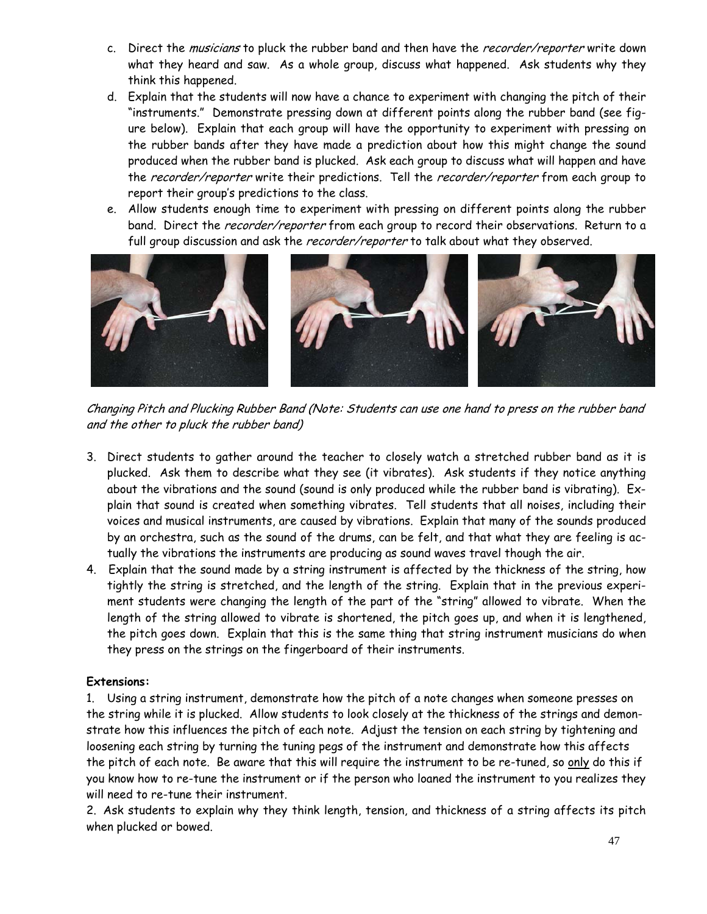c. Direct the *musicians* to pluck the rubber band and then have the *recorder/reporter* write down what they heard and saw. As a whole group, discuss what happened. Ask students why they think this happened.

d. Explain that the students will now have a chance to experiment with changing the pitch of their "instruments." Demonstrate pressing down at different points along the rubber band (see figure below). Explain that each group will have the opportunity to experiment with pressing on the rubber bands after they have made a prediction about how this might change the sound produced when the rubber band is plucked. Ask each group to discuss what will happen and have the *recorder/reporter* write their predictions. Tell the *recorder/reporter* from each group to report their group's predictions to the class.

e. Allow students enough time to experiment with pressing on different points along the rubber band. Direct the *recorder/reporter* from each group to record their observations. Return to a full group discussion and ask the *recorder/reporter* to talk about what they observed.

*Changing Pitch and Plucking Rubber Band (Note: Students can use one hand to press on the rubber band and the other to pluck the rubber band)*

3. Direct students to gather around the teacher to closely watch a stretched rubber band as it is plucked. Ask them to describe what they see (it vibrates). Ask students if they notice anything about the vibrations and the sound (sound is only produced while the rubber band is vibrating). Explain that sound is created when something vibrates. Tell students that all noises, including their voices and musical instruments, are caused by vibrations. Explain that many of the sounds produced by an orchestra, such as the sound of the drums, can be felt, and that what they are feeling is actually the vibrations the instruments are producing as sound waves travel though the air.

4. Explain that the sound made by a string instrument is affected by the thickness of the string, how tightly the string is stretched, and the length of the string. Explain that in the previous experiment students were changing the length of the part of the "string" allowed to vibrate. When the length of the string allowed to vibrate is shortened, the pitch goes up, and when it is lengthened, the pitch goes down. Explain that this is the same thing that string instrument musicians do when they press on the strings on the fingerboard of their instruments.

**Extensions:**

1. Using a string instrument, demonstrate how the pitch of a note changes when someone presses on the string while it is plucked. Allow students to look closely at the thickness of the strings and demonstrate how this influences the pitch of each note. Adjust the tension on each string by tightening and loosening each string by turning the tuning pegs of the instrument and demonstrate how this affects the pitch of each note. Be aware that this will require the instrument to be re-tuned, so only do this if you know how to re-tune the instrument or if the person who loaned the instrument to you realizes they will need to re-tune their instrument.

2. Ask students to explain why they think length, tension, and thickness of a string affects its pitch when plucked or bowed.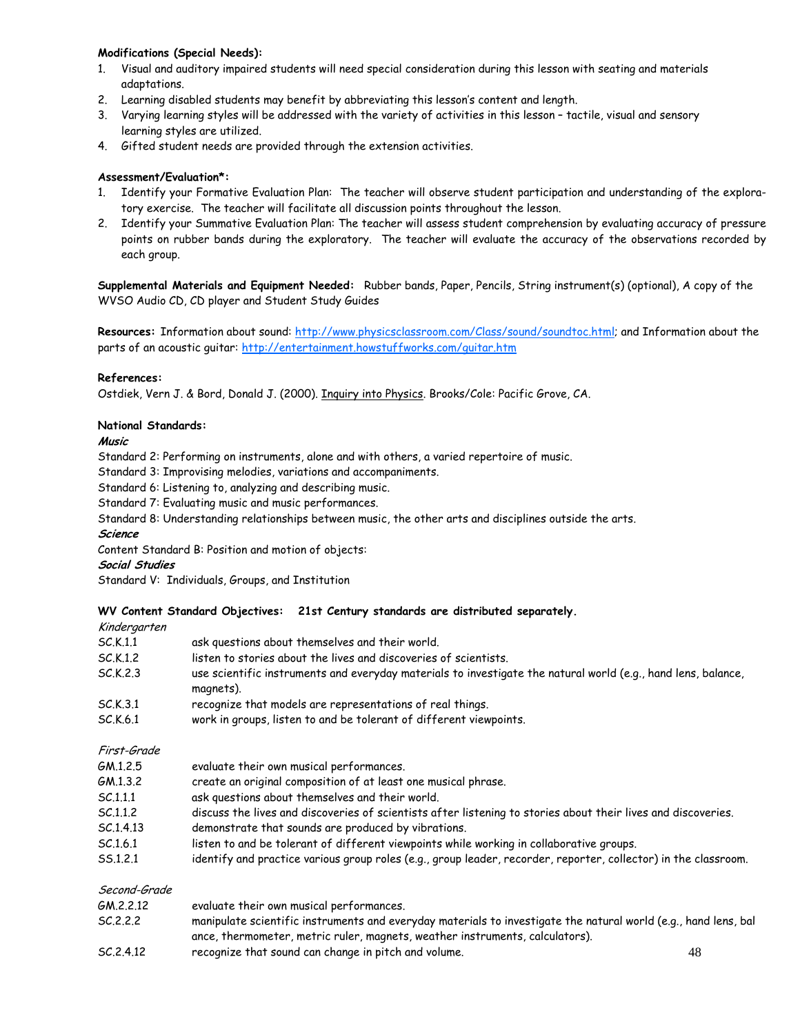**Modifications (Special Needs):**

1. Visual and auditory impaired students will need special consideration during this lesson with seating and materials adaptations.
2. Learning disabled students may benefit by abbreviating this lesson's content and length.
3. Varying learning styles will be addressed with the variety of activities in this lesson – tactile, visual and sensory learning styles are utilized.
4. Gifted student needs are provided through the extension activities.

**Assessment/Evaluation*:**

1. Identify your Formative Evaluation Plan: The teacher will observe student participation and understanding of the exploratory exercise. The teacher will facilitate all discussion points throughout the lesson.
2. Identify your Summative Evaluation Plan: The teacher will assess student comprehension by evaluating accuracy of pressure points on rubber bands during the exploratory. The teacher will evaluate the accuracy of the observations recorded by each group.

**Supplemental Materials and Equipment Needed:** Rubber bands, Paper, Pencils, String instrument(s) (optional), A copy of the WVSO Audio CD, CD player and Student Study Guides

**Resources:** Information about sound: http://www.physicsclassroom.com/Class/sound/soundtoc.html; and Information about the parts of an acoustic guitar: http://entertainment.howstuffworks.com/guitar.htm

**References:**

Ostdiek, Vern J. & Bord, Donald J. (2000). Inquiry into Physics. Brooks/Cole: Pacific Grove, CA.

**National Standards:**

***Music***

Standard 2: Performing on instruments, alone and with others, a varied repertoire of music.

Standard 3: Improvising melodies, variations and accompaniments.

Standard 6: Listening to, analyzing and describing music.

Standard 7: Evaluating music and music performances.

Standard 8: Understanding relationships between music, the other arts and disciplines outside the arts.

***Science***

Content Standard B: Position and motion of objects:

***Social Studies***

Standard V: Individuals, Groups, and Institution

**WV Content Standard Objectives: 21st Century standards are distributed separately.**

*Kindergarten*

| | |
|---|---|
| SC.K.1.1 | ask questions about themselves and their world. |
| SC.K.1.2 | listen to stories about the lives and discoveries of scientists. |
| SC.K.2.3 | use scientific instruments and everyday materials to investigate the natural world (e.g., hand lens, balance, magnets). |
| SC.K.3.1 | recognize that models are representations of real things. |
| SC.K.6.1 | work in groups, listen to and be tolerant of different viewpoints. |

*First-Grade*

| | |
|---|---|
| GM.1.2.5 | evaluate their own musical performances. |
| GM.1.3.2 | create an original composition of at least one musical phrase. |
| SC.1.1.1 | ask questions about themselves and their world. |
| SC.1.1.2 | discuss the lives and discoveries of scientists after listening to stories about their lives and discoveries. |
| SC.1.4.13 | demonstrate that sounds are produced by vibrations. |
| SC.1.6.1 | listen to and be tolerant of different viewpoints while working in collaborative groups. |
| SS.1.2.1 | identify and practice various group roles (e.g., group leader, recorder, reporter, collector) in the classroom. |

*Second-Grade*

| | |
|---|---|
| GM.2.2.12 | evaluate their own musical performances. |
| SC.2.2.2 | manipulate scientific instruments and everyday materials to investigate the natural world (e.g., hand lens, balance, thermometer, metric ruler, magnets, weather instruments, calculators). |
| SC.2.4.12 | recognize that sound can change in pitch and volume. |